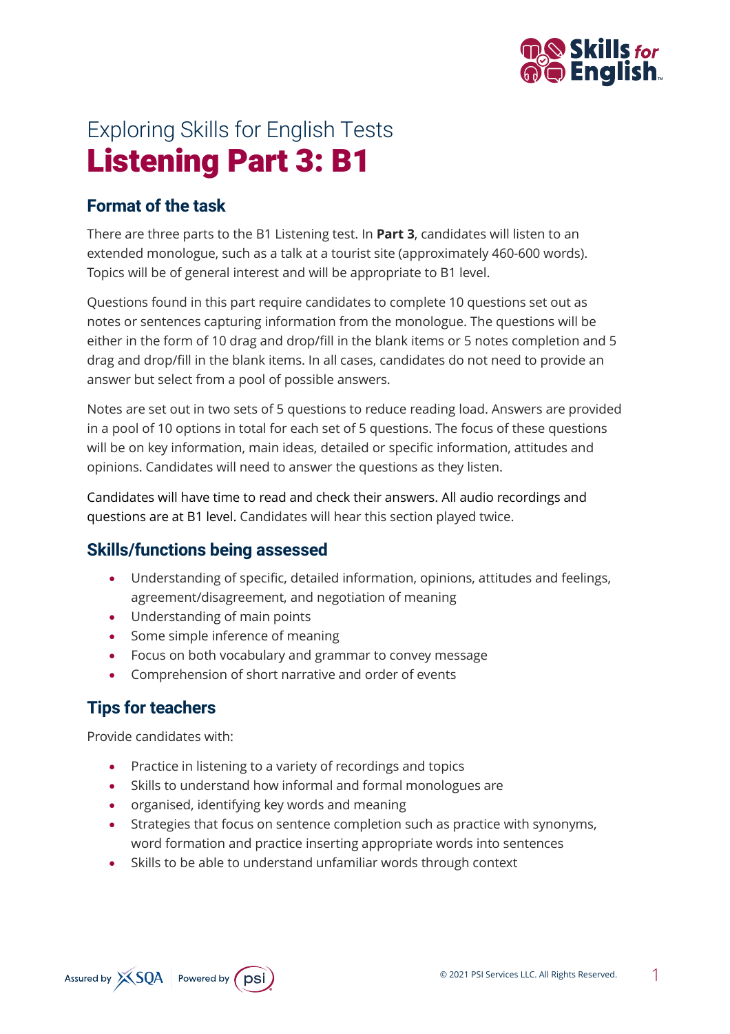Exploring Skills for English Tests

# Listening Part 3: B1

## Format of the task

There are three parts to the B1 Listening test. In **Part 3**, candidates will listen to an extended monologue, such as a talk at a tourist site (approximately 460-600 words). Topics will be of general interest and will be appropriate to B1 level.

Questions found in this part require candidates to complete 10 questions set out as notes or sentences capturing information from the monologue. The questions will be either in the form of 10 drag and drop/fill in the blank items or 5 notes completion and 5 drag and drop/fill in the blank items. In all cases, candidates do not need to provide an answer but select from a pool of possible answers.

Notes are set out in two sets of 5 questions to reduce reading load. Answers are provided in a pool of 10 options in total for each set of 5 questions. The focus of these questions will be on key information, main ideas, detailed or specific information, attitudes and opinions. Candidates will need to answer the questions as they listen.

Candidates will have time to read and check their answers. All audio recordings and questions are at B1 level. Candidates will hear this section played twice.

## Skills/functions being assessed

- Understanding of specific, detailed information, opinions, attitudes and feelings, agreement/disagreement, and negotiation of meaning
- Understanding of main points
- Some simple inference of meaning
- Focus on both vocabulary and grammar to convey message
- Comprehension of short narrative and order of events

## Tips for teachers

Provide candidates with:

- Practice in listening to a variety of recordings and topics
- Skills to understand how informal and formal monologues are
- organised, identifying key words and meaning
- Strategies that focus on sentence completion such as practice with synonyms, word formation and practice inserting appropriate words into sentences
- Skills to be able to understand unfamiliar words through context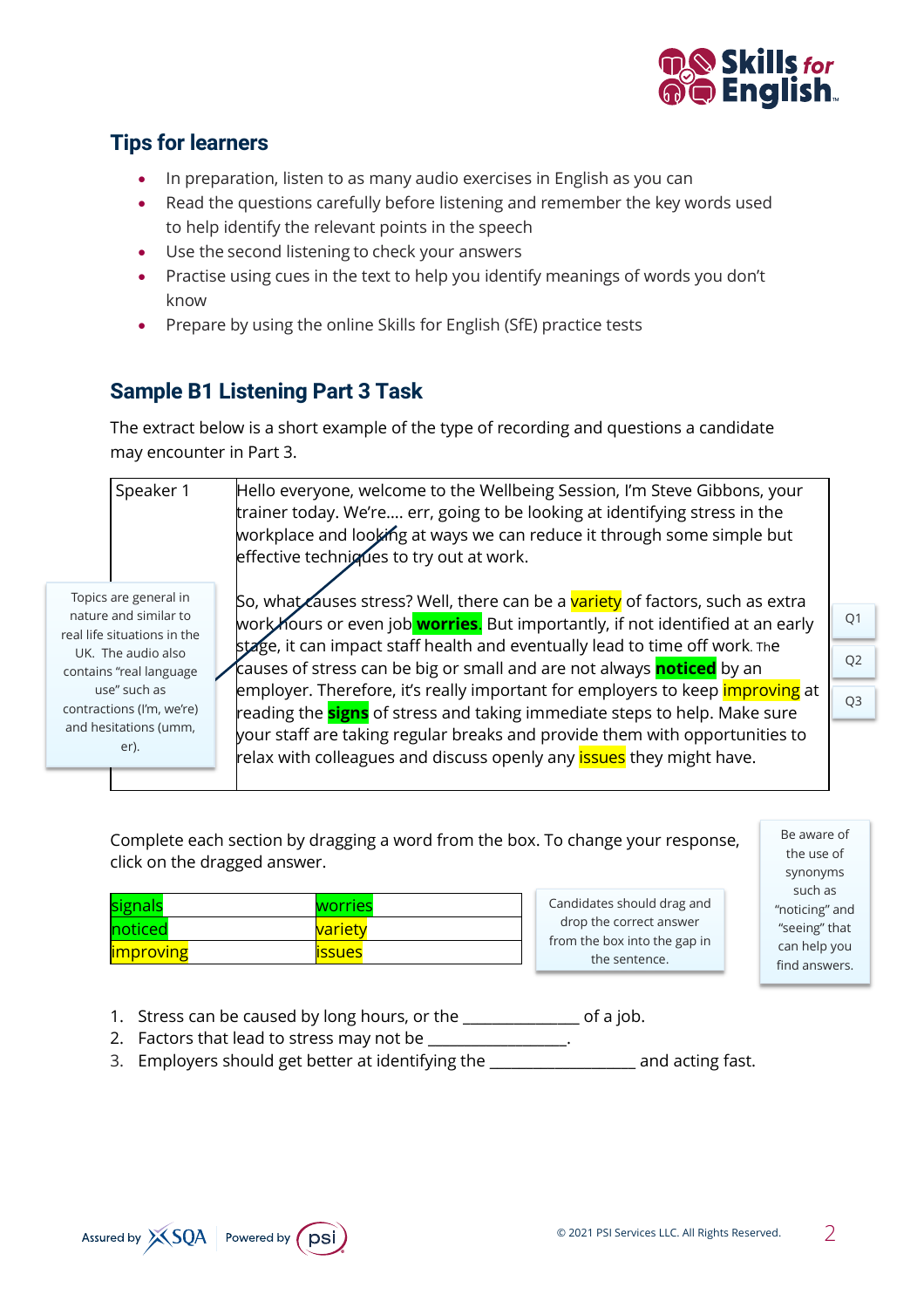## Tips for learners

- In preparation, listen to as many audio exercises in English as you can
- Read the questions carefully before listening and remember the key words used to help identify the relevant points in the speech
- Use the second listening to check your answers
- Practise using cues in the text to help you identify meanings of words you don't know
- Prepare by using the online Skills for English (SfE) practice tests

## Sample B1 Listening Part 3 Task

The extract below is a short example of the type of recording and questions a candidate may encounter in Part 3.

| | |
|---|---|
| Speaker 1 | Hello everyone, welcome to the Wellbeing Session, I'm Steve Gibbons, your trainer today. We're.... err, going to be looking at identifying stress in the workplace and looking at ways we can reduce it through some simple but effective techniques to try out at work.<br><br>So, what causes stress? Well, there can be a variety of factors, such as extra work hours or even job **worries**. But importantly, if not identified at an early stage, it can impact staff health and eventually lead to time off work. The causes of stress can be big or small and are not always **noticed** by an employer. Therefore, it's really important for employers to keep improving at reading the **signs** of stress and taking immediate steps to help. Make sure your staff are taking regular breaks and provide them with opportunities to relax with colleagues and discuss openly any issues they might have. |

Topics are general in nature and similar to real life situations in the UK. The audio also contains "real language use" such as contractions (I'm, we're) and hesitations (umm, er).

Q1

Q2

Q3

Complete each section by dragging a word from the box. To change your response, click on the dragged answer.

| | |
|---|---|
| signals | worries |
| noticed | variety |
| improving | issues |

Candidates should drag and drop the correct answer from the box into the gap in the sentence.

Be aware of the use of synonyms such as "noticing" and "seeing" that can help you find answers.

1. Stress can be caused by long hours, or the _____________ of a job.
2. Factors that lead to stress may not be _______________.
3. Employers should get better at identifying the ________________ and acting fast.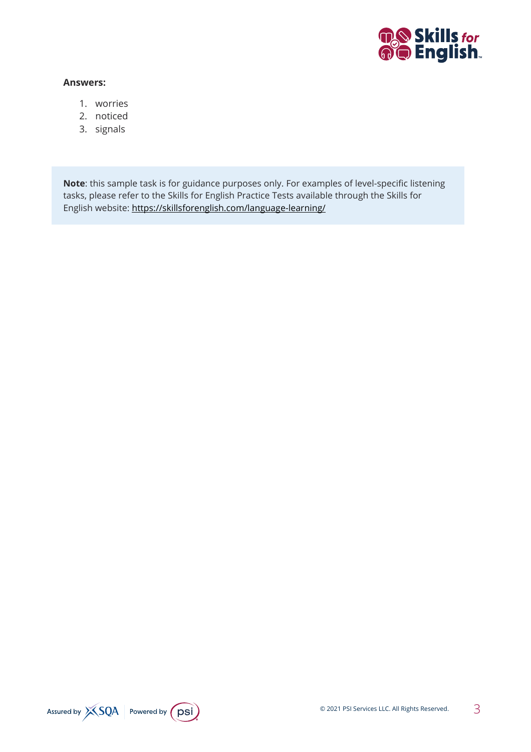**Answers:**

1. worries
2. noticed
3. signals

**Note**: this sample task is for guidance purposes only. For examples of level-specific listening tasks, please refer to the Skills for English Practice Tests available through the Skills for English website: https://skillsforenglish.com/language-learning/